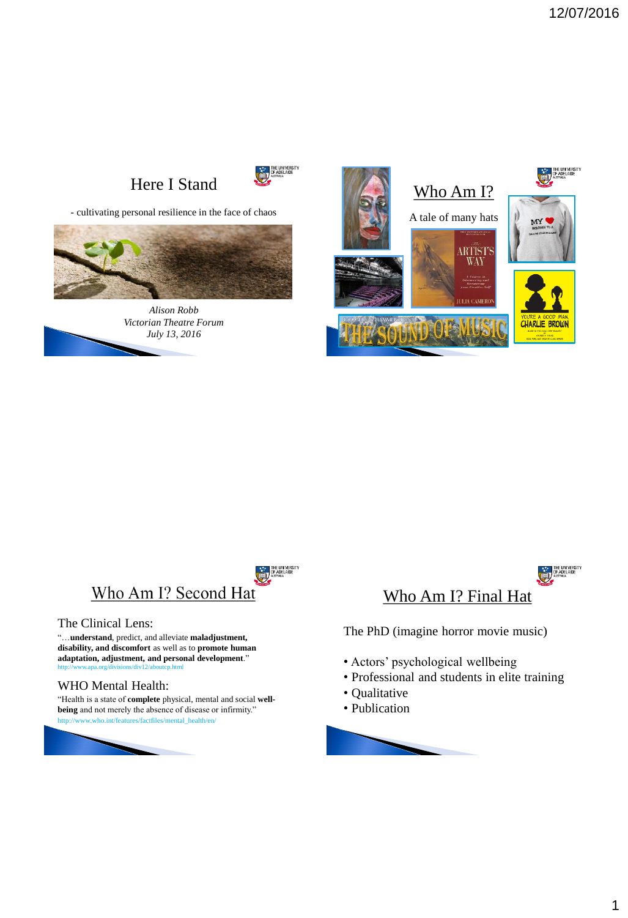# Here I Stand

- cultivating personal resilience in the face of chaos

*Alison Robb*
*Victorian Theatre Forum*
*July 13, 2016*

# Who Am I?

A tale of many hats

# Who Am I? Second Hat

The Clinical Lens:

"…**understand**, predict, and alleviate **maladjustment, disability, and discomfort** as well as to **promote human adaptation, adjustment, and personal development**."
http://www.apa.org/divisions/div12/aboutcp.html

WHO Mental Health:

"Health is a state of **complete** physical, mental and social **well-being** and not merely the absence of disease or infirmity."
http://www.who.int/features/factfiles/mental_health/en/

# Who Am I? Final Hat

The PhD (imagine horror movie music)

- Actors' psychological wellbeing
- Professional and students in elite training
- Qualitative
- Publication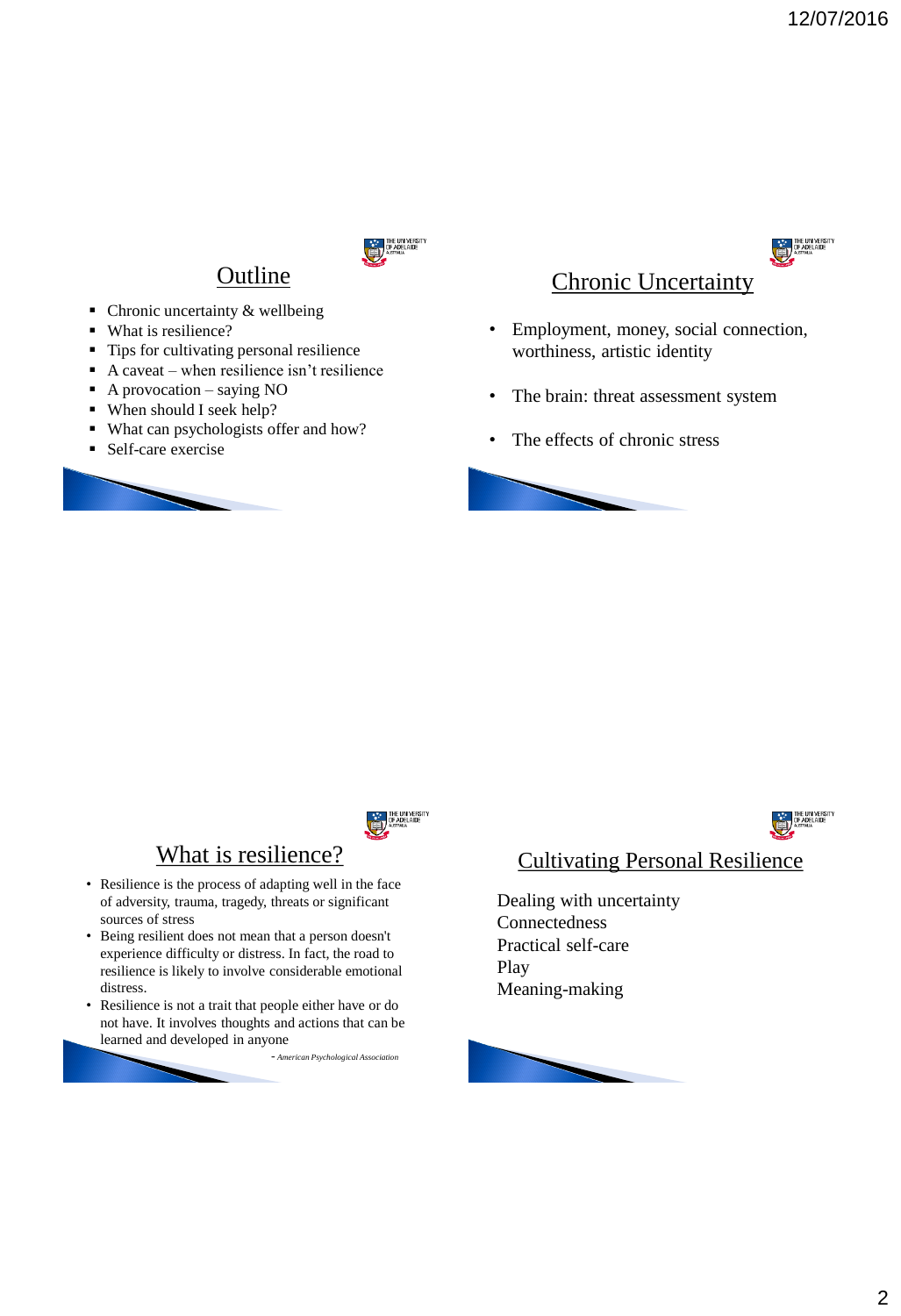## Outline

- Chronic uncertainty & wellbeing
- What is resilience?
- Tips for cultivating personal resilience
- A caveat – when resilience isn't resilience
- A provocation – saying NO
- When should I seek help?
- What can psychologists offer and how?
- Self-care exercise

## Chronic Uncertainty

- Employment, money, social connection, worthiness, artistic identity
- The brain: threat assessment system
- The effects of chronic stress

## What is resilience?

- Resilience is the process of adapting well in the face of adversity, trauma, tragedy, threats or significant sources of stress
- Being resilient does not mean that a person doesn't experience difficulty or distress. In fact, the road to resilience is likely to involve considerable emotional distress.
- Resilience is not a trait that people either have or do not have. It involves thoughts and actions that can be learned and developed in anyone

\- *American Psychological Association*

## Cultivating Personal Resilience

Dealing with uncertainty
Connectedness
Practical self-care
Play
Meaning-making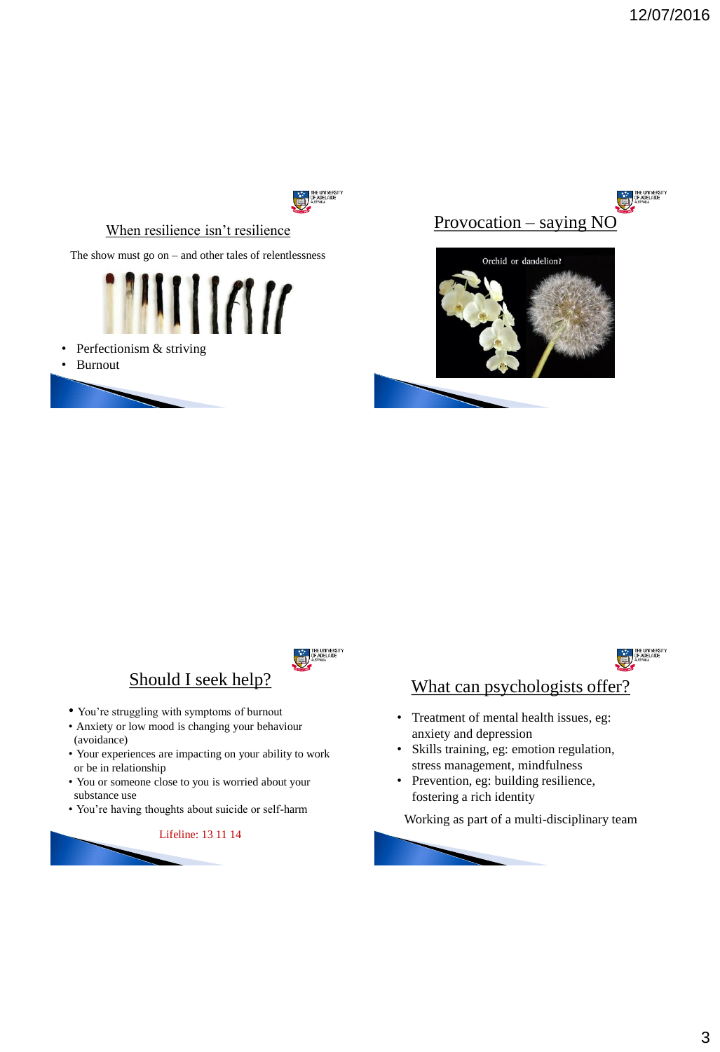## When resilience isn't resilience

The show must go on – and other tales of relentlessness

- Perfectionism & striving
- Burnout

## Provocation – saying NO

Orchid or dandelion?

## Should I seek help?

- You're struggling with symptoms of burnout
- Anxiety or low mood is changing your behaviour (avoidance)
- Your experiences are impacting on your ability to work or be in relationship
- You or someone close to you is worried about your substance use
- You're having thoughts about suicide or self-harm

Lifeline: 13 11 14

## What can psychologists offer?

- Treatment of mental health issues, eg: anxiety and depression
- Skills training, eg: emotion regulation, stress management, mindfulness
- Prevention, eg: building resilience, fostering a rich identity

Working as part of a multi-disciplinary team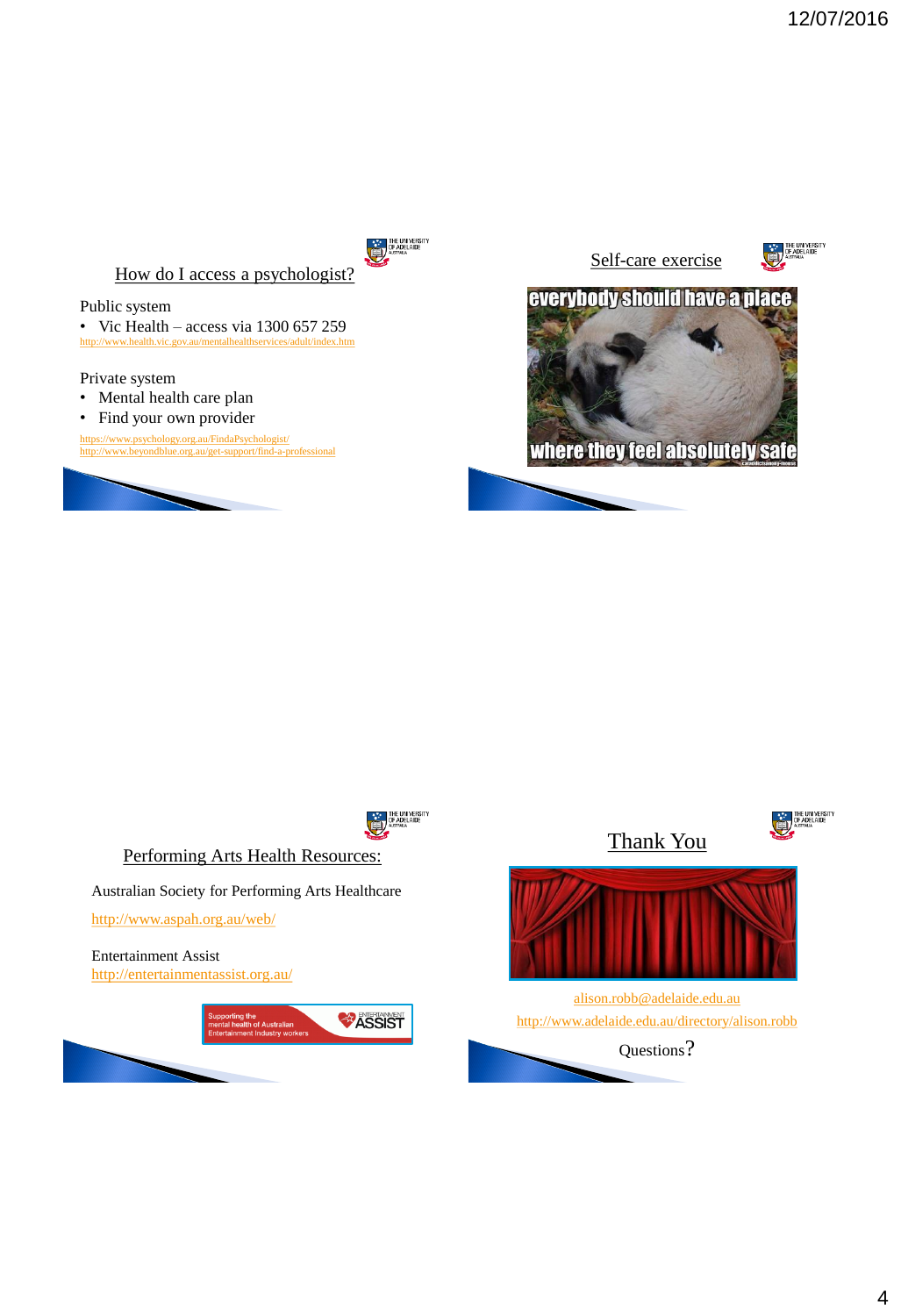## How do I access a psychologist?

Public system

- Vic Health – access via 1300 657 259

http://www.health.vic.gov.au/mentalhealthservices/adult/index.htm

Private system

- Mental health care plan
- Find your own provider

https://www.psychology.org.au/FindaPsychologist/
http://www.beyondblue.org.au/get-support/find-a-professional

## Self-care exercise

everybody should have a place

where they feel absolutely safe

## Performing Arts Health Resources:

Australian Society for Performing Arts Healthcare

http://www.aspah.org.au/web/

Entertainment Assist
http://entertainmentassist.org.au/

Supporting the mental health of Australian Entertainment Industry workers

ENTERTAINMENT ASSIST

## Thank You

alison.robb@adelaide.edu.au

http://www.adelaide.edu.au/directory/alison.robb

Questions?